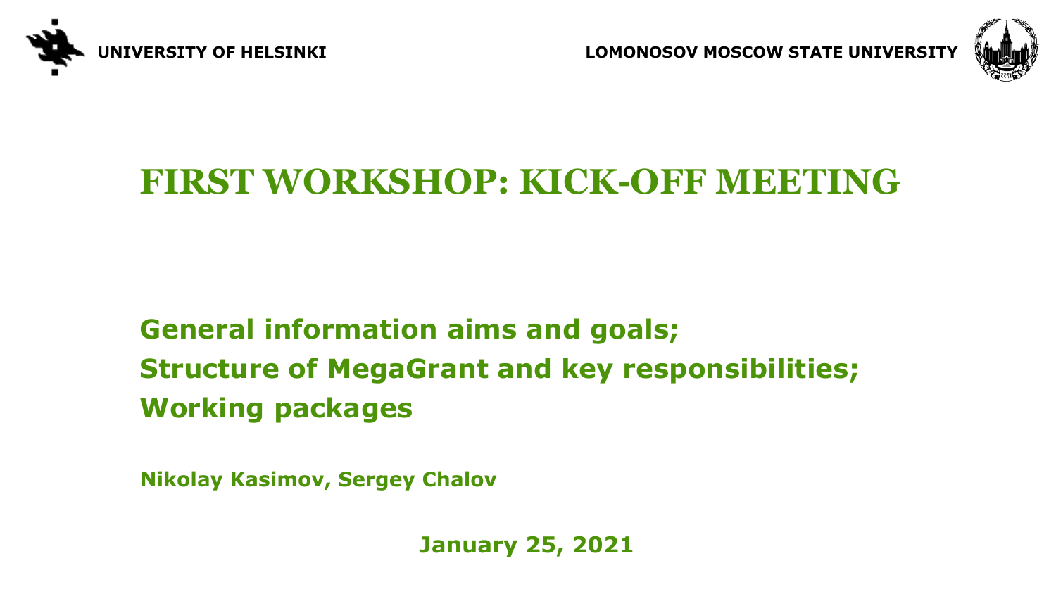UNIVERSITY OF HELSINKI

LOMONOSOV MOSCOW STATE UNIVERSITY

# FIRST WORKSHOP: KICK-OFF MEETING

## General information aims and goals;
## Structure of MegaGrant and key responsibilities;
## Working packages

**Nikolay Kasimov, Sergey Chalov**

**January 25, 2021**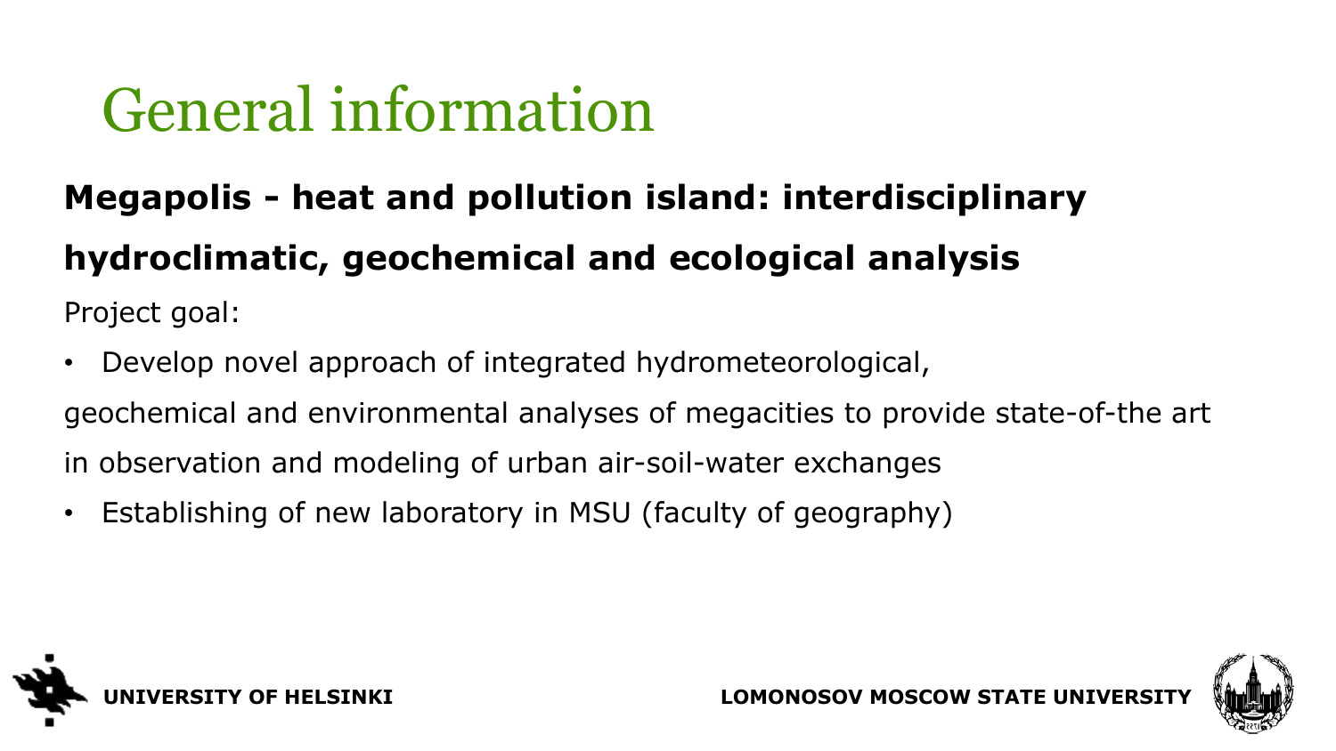# General information

**Megapolis - heat and pollution island: interdisciplinary hydroclimatic, geochemical and ecological analysis**

Project goal:

- Develop novel approach of integrated hydrometeorological, geochemical and environmental analyses of megacities to provide state-of-the art in observation and modeling of urban air-soil-water exchanges
- Establishing of new laboratory in MSU (faculty of geography)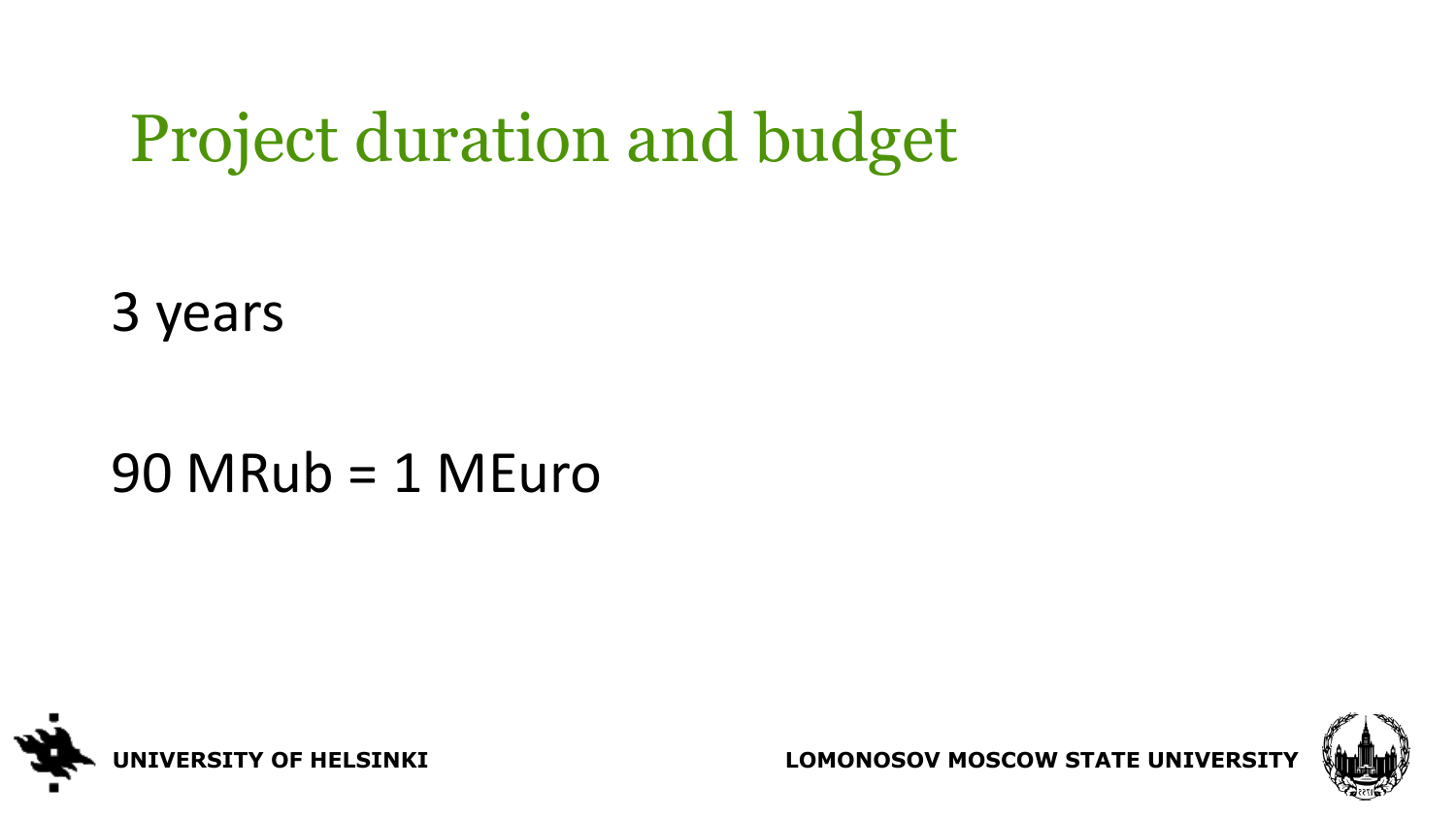# Project duration and budget

3 years

90 MRub = 1 MEuro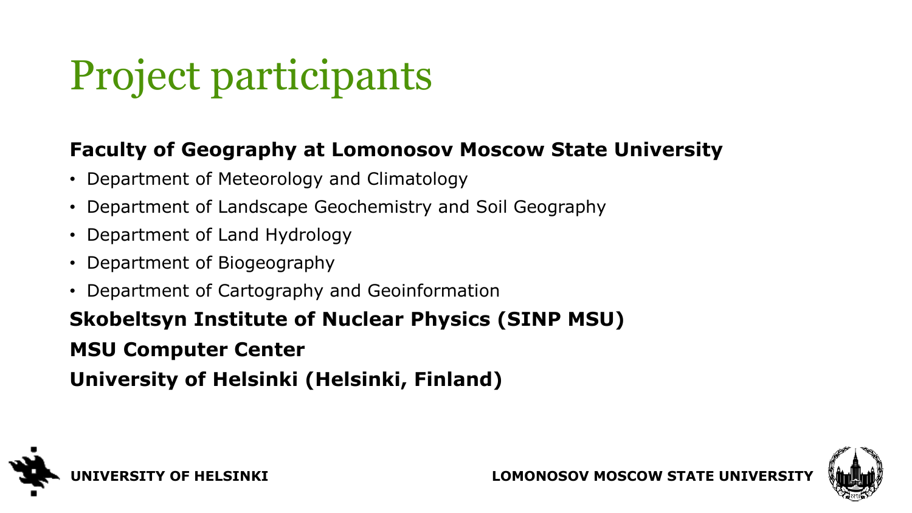# Project participants

**Faculty of Geography at Lomonosov Moscow State University**

- Department of Meteorology and Climatology
- Department of Landscape Geochemistry and Soil Geography
- Department of Land Hydrology
- Department of Biogeography
- Department of Cartography and Geoinformation

**Skobeltsyn Institute of Nuclear Physics (SINP MSU)**

**MSU Computer Center**

**University of Helsinki (Helsinki, Finland)**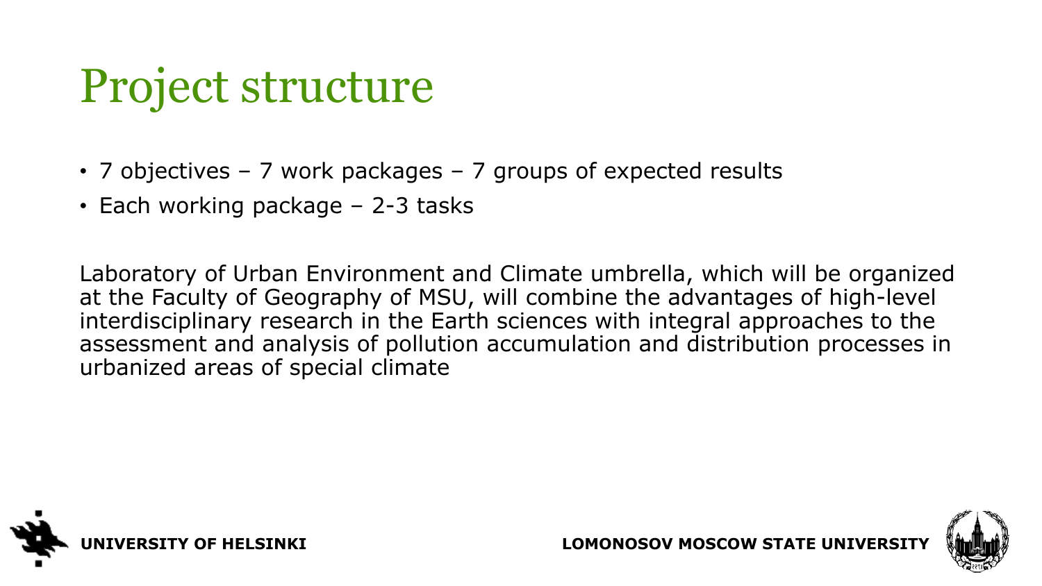# Project structure

- 7 objectives – 7 work packages – 7 groups of expected results
- Each working package – 2-3 tasks

Laboratory of Urban Environment and Climate umbrella, which will be organized at the Faculty of Geography of MSU, will combine the advantages of high-level interdisciplinary research in the Earth sciences with integral approaches to the assessment and analysis of pollution accumulation and distribution processes in urbanized areas of special climate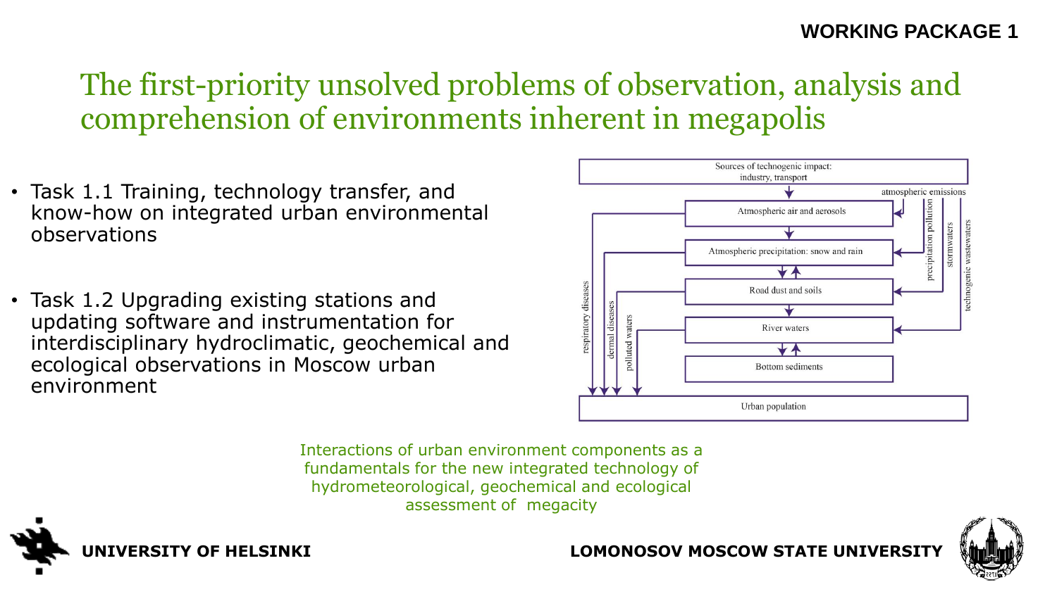WORKING PACKAGE 1

# The first-priority unsolved problems of observation, analysis and comprehension of environments inherent in megapolis

- Task 1.1 Training, technology transfer, and know-how on integrated urban environmental observations
- Task 1.2 Upgrading existing stations and updating software and instrumentation for interdisciplinary hydroclimatic, geochemical and ecological observations in Moscow urban environment

Interactions of urban environment components as a fundamentals for the new integrated technology of hydrometeorological, geochemical and ecological assessment of megacity

UNIVERSITY OF HELSINKI

LOMONOSOV MOSCOW STATE UNIVERSITY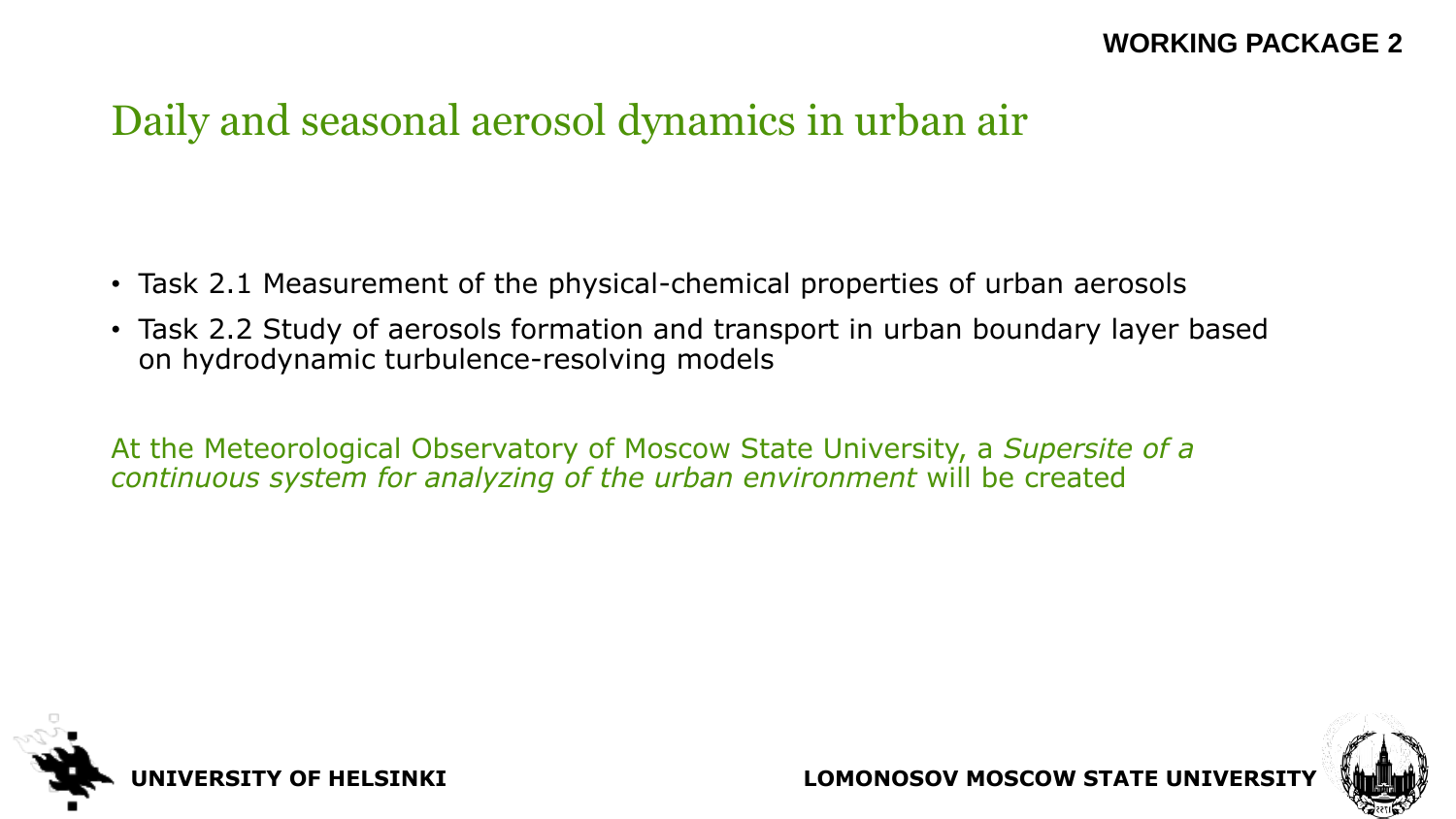WORKING PACKAGE 2

# Daily and seasonal aerosol dynamics in urban air

- Task 2.1 Measurement of the physical-chemical properties of urban aerosols
- Task 2.2 Study of aerosols formation and transport in urban boundary layer based on hydrodynamic turbulence-resolving models

At the Meteorological Observatory of Moscow State University, a *Supersite of a continuous system for analyzing of the urban environment* will be created

**UNIVERSITY OF HELSINKI** **LOMONOSOV MOSCOW STATE UNIVERSITY**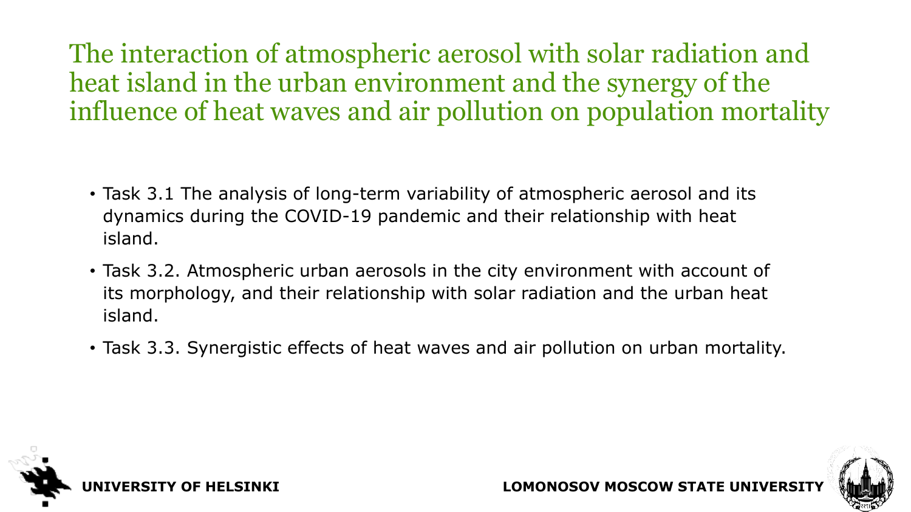# The interaction of atmospheric aerosol with solar radiation and heat island in the urban environment and the synergy of the influence of heat waves and air pollution on population mortality

- Task 3.1 The analysis of long-term variability of atmospheric aerosol and its dynamics during the COVID-19 pandemic and their relationship with heat island.
- Task 3.2. Atmospheric urban aerosols in the city environment with account of its morphology, and their relationship with solar radiation and the urban heat island.
- Task 3.3. Synergistic effects of heat waves and air pollution on urban mortality.

**UNIVERSITY OF HELSINKI** **LOMONOSOV MOSCOW STATE UNIVERSITY**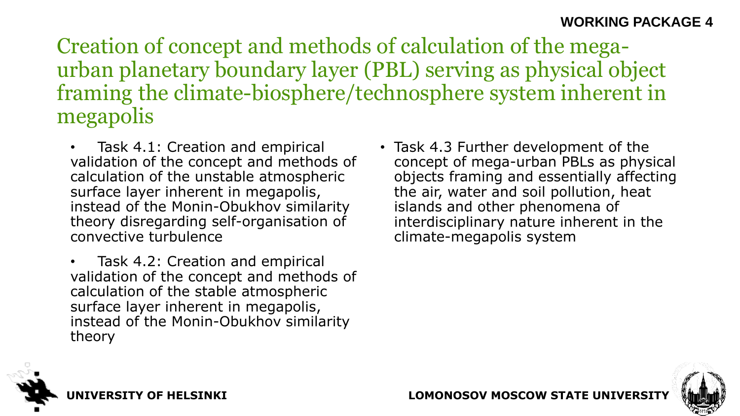**WORKING PACKAGE 4**

# Creation of concept and methods of calculation of the mega-urban planetary boundary layer (PBL) serving as physical object framing the climate-biosphere/technosphere system inherent in megapolis

- Task 4.1: Creation and empirical validation of the concept and methods of calculation of the unstable atmospheric surface layer inherent in megapolis, instead of the Monin-Obukhov similarity theory disregarding self-organisation of convective turbulence
- Task 4.2: Creation and empirical validation of the concept and methods of calculation of the stable atmospheric surface layer inherent in megapolis, instead of the Monin-Obukhov similarity theory
- Task 4.3 Further development of the concept of mega-urban PBLs as physical objects framing and essentially affecting the air, water and soil pollution, heat islands and other phenomena of interdisciplinary nature inherent in the climate-megapolis system

**UNIVERSITY OF HELSINKI**

**LOMONOSOV MOSCOW STATE UNIVERSITY**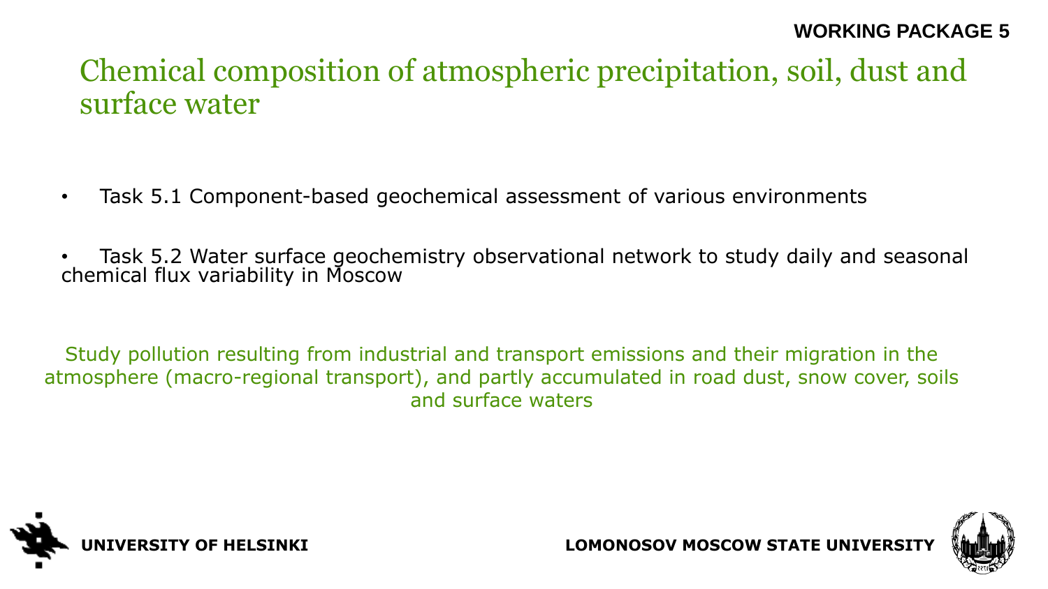**WORKING PACKAGE 5**

# Chemical composition of atmospheric precipitation, soil, dust and surface water

- Task 5.1 Component-based geochemical assessment of various environments
- Task 5.2 Water surface geochemistry observational network to study daily and seasonal chemical flux variability in Moscow

Study pollution resulting from industrial and transport emissions and their migration in the atmosphere (macro-regional transport), and partly accumulated in road dust, snow cover, soils and surface waters

**UNIVERSITY OF HELSINKI** **LOMONOSOV MOSCOW STATE UNIVERSITY**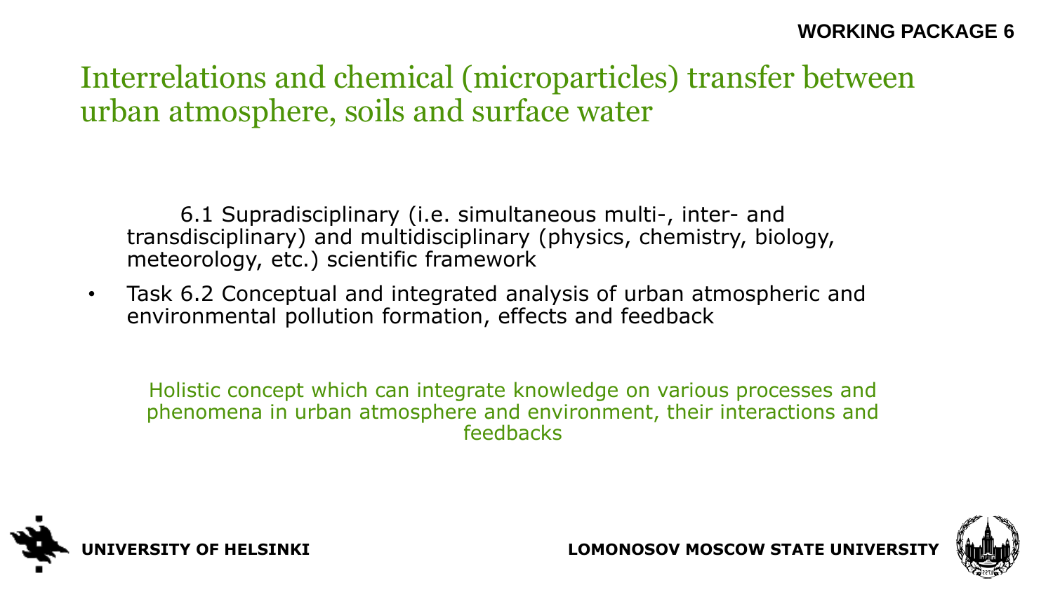**WORKING PACKAGE 6**

# Interrelations and chemical (microparticles) transfer between urban atmosphere, soils and surface water

6.1 Supradisciplinary (i.e. simultaneous multi-, inter- and transdisciplinary) and multidisciplinary (physics, chemistry, biology, meteorology, etc.) scientific framework

- Task 6.2 Conceptual and integrated analysis of urban atmospheric and environmental pollution formation, effects and feedback

Holistic concept which can integrate knowledge on various processes and phenomena in urban atmosphere and environment, their interactions and feedbacks

**UNIVERSITY OF HELSINKI**

**LOMONOSOV MOSCOW STATE UNIVERSITY**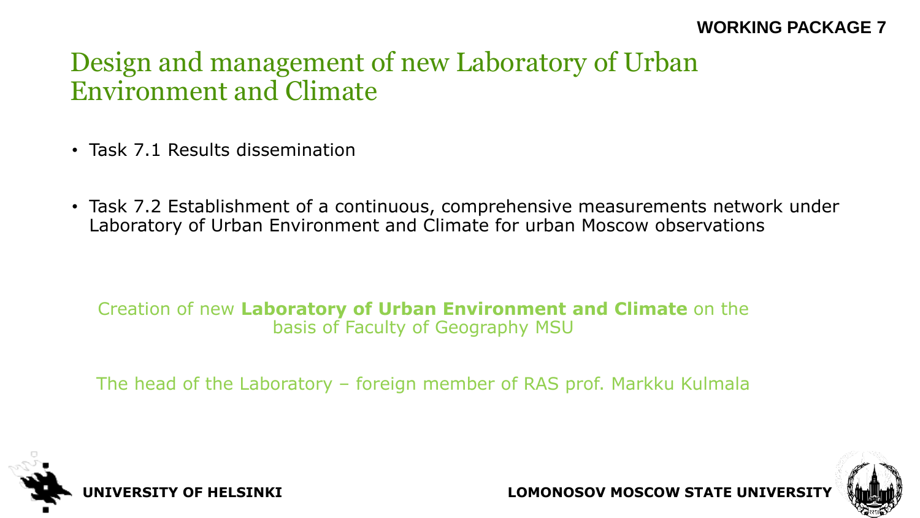WORKING PACKAGE 7

# Design and management of new Laboratory of Urban Environment and Climate

- Task 7.1 Results dissemination
- Task 7.2 Establishment of a continuous, comprehensive measurements network under Laboratory of Urban Environment and Climate for urban Moscow observations

Creation of new **Laboratory of Urban Environment and Climate** on the basis of Faculty of Geography MSU

The head of the Laboratory – foreign member of RAS prof. Markku Kulmala

UNIVERSITY OF HELSINKI

LOMONOSOV MOSCOW STATE UNIVERSITY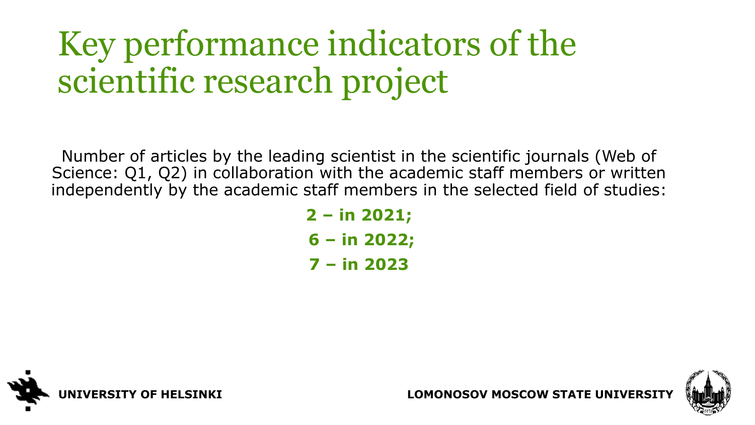# Key performance indicators of the scientific research project

Number of articles by the leading scientist in the scientific journals (Web of Science: Q1, Q2) in collaboration with the academic staff members or written independently by the academic staff members in the selected field of studies:

**2 – in 2021;**

**6 – in 2022;**

**7 – in 2023**

**UNIVERSITY OF HELSINKI**

**LOMONOSOV MOSCOW STATE UNIVERSITY**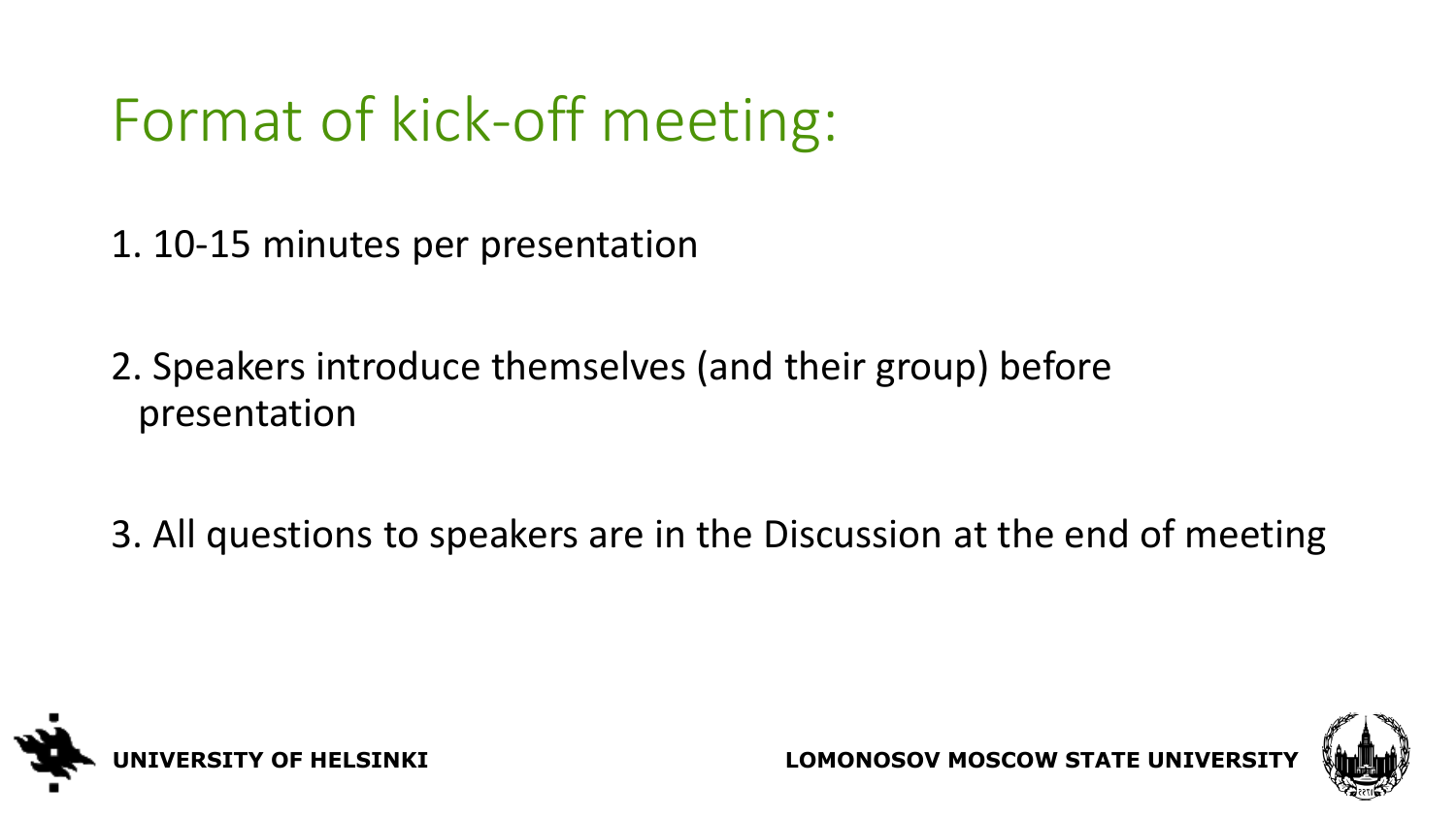# Format of kick-off meeting:

1. 10-15 minutes per presentation

2. Speakers introduce themselves (and their group) before presentation

3. All questions to speakers are in the Discussion at the end of meeting

**UNIVERSITY OF HELSINKI**

**LOMONOSOV MOSCOW STATE UNIVERSITY**